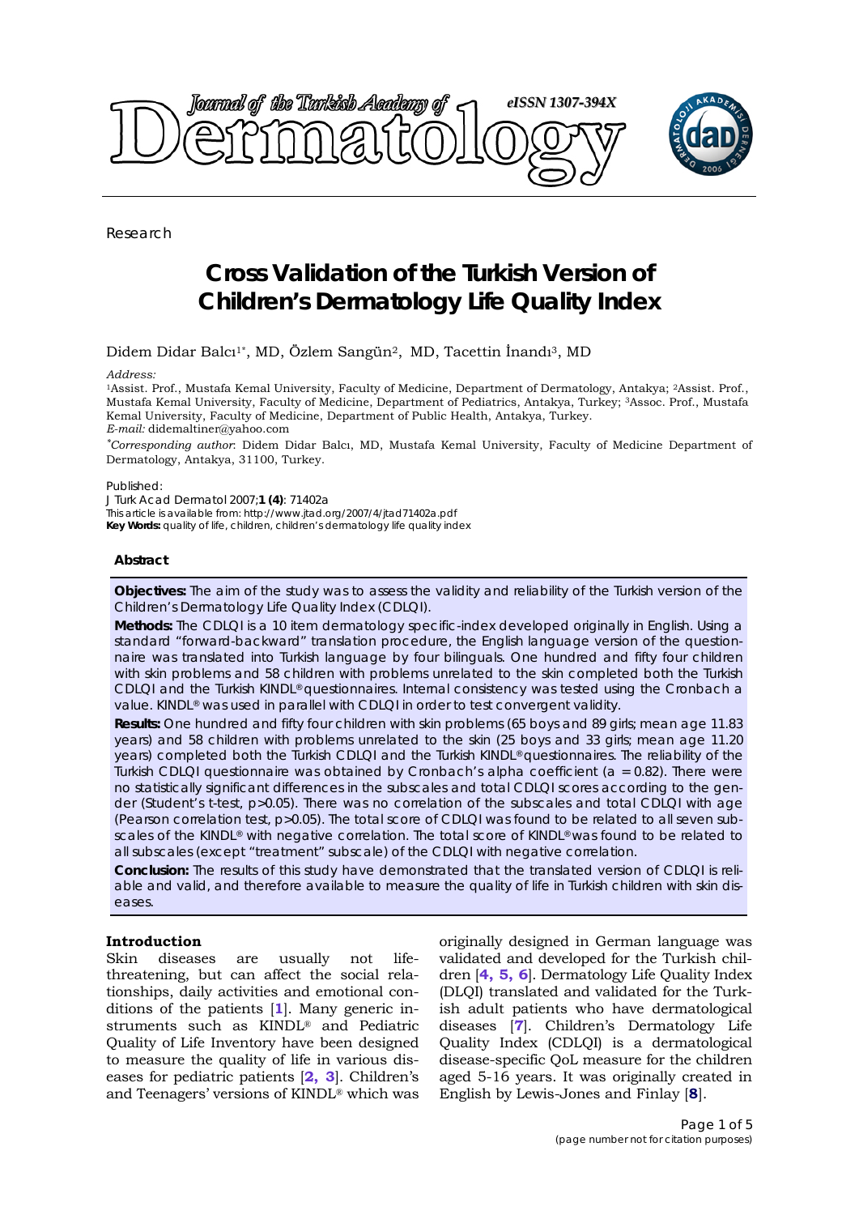Research

# Cross Validation of the Turkish Version of Children's Dermatology Life Quality Index

Didem Didar Balcı[1*], MD, Özlem Sangün[2], MD, Tacettin İnandı[3], MD

*Address:*

[1]Assist. Prof., Mustafa Kemal University, Faculty of Medicine, Department of Dermatology, Antakya; [2]Assist. Prof., Mustafa Kemal University, Faculty of Medicine, Department of Pediatrics, Antakya, Turkey; [3]Assoc. Prof., Mustafa Kemal University, Faculty of Medicine, Department of Public Health, Antakya, Turkey.

*E-mail:* didemaltiner@yahoo.com

[*]*Corresponding author*: Didem Didar Balcı, MD, Mustafa Kemal University, Faculty of Medicine Department of Dermatology, Antakya, 31100, Turkey.

Published:

J Turk Acad Dermatol 2007;**1 (4)**: 71402a

This article is available from: http://www.jtad.org/2007/4/jtad71402a.pdf

**Key Words:** quality of life, children, children's dermatology life quality index

### Abstract

**Objectives:** The aim of the study was to assess the validity and reliability of the Turkish version of the Children's Dermatology Life Quality Index (CDLQI).

**Methods:** The CDLQI is a 10 item dermatology specific-index developed originally in English. Using a standard "forward-backward" translation procedure, the English language version of the questionnaire was translated into Turkish language by four bilinguals. One hundred and fifty four children with skin problems and 58 children with problems unrelated to the skin completed both the Turkish CDLQI and the Turkish KINDL®questionnaires. Internal consistency was tested using the Cronbach a value. KINDL® was used in parallel with CDLQI in order to test convergent validity.

**Results:** One hundred and fifty four children with skin problems (65 boys and 89 girls; mean age 11.83 years) and 58 children with problems unrelated to the skin (25 boys and 33 girls; mean age 11.20 years) completed both the Turkish CDLQI and the Turkish KINDL®questionnaires. The reliability of the Turkish CDLQI questionnaire was obtained by Cronbach's alpha coefficient (a = 0.82). There were no statistically significant differences in the subscales and total CDLQI scores according to the gender (Student's t-test, $p>0.05$). There was no correlation of the subscales and total CDLQI with age (Pearson correlation test, $p>0.05$). The total score of CDLQI was found to be related to all seven subscales of the KINDL® with negative correlation. The total score of KINDL®was found to be related to all subscales (except "treatment" subscale) of the CDLQI with negative correlation.

**Conclusion:** The results of this study have demonstrated that the translated version of CDLQI is reliable and valid, and therefore available to measure the quality of life in Turkish children with skin diseases.

## Introduction

Skin diseases are usually not life-threatening, but can affect the social relationships, daily activities and emotional conditions of the patients [1]. Many generic instruments such as KINDL® and Pediatric Quality of Life Inventory have been designed to measure the quality of life in various diseases for pediatric patients [2, 3]. Children's and Teenagers' versions of KINDL® which was originally designed in German language was validated and developed for the Turkish children [4, 5, 6]. Dermatology Life Quality Index (DLQI) translated and validated for the Turkish adult patients who have dermatological diseases [7]. Children's Dermatology Life Quality Index (CDLQI) is a dermatological disease-specific QoL measure for the children aged 5-16 years. It was originally created in English by Lewis-Jones and Finlay [8].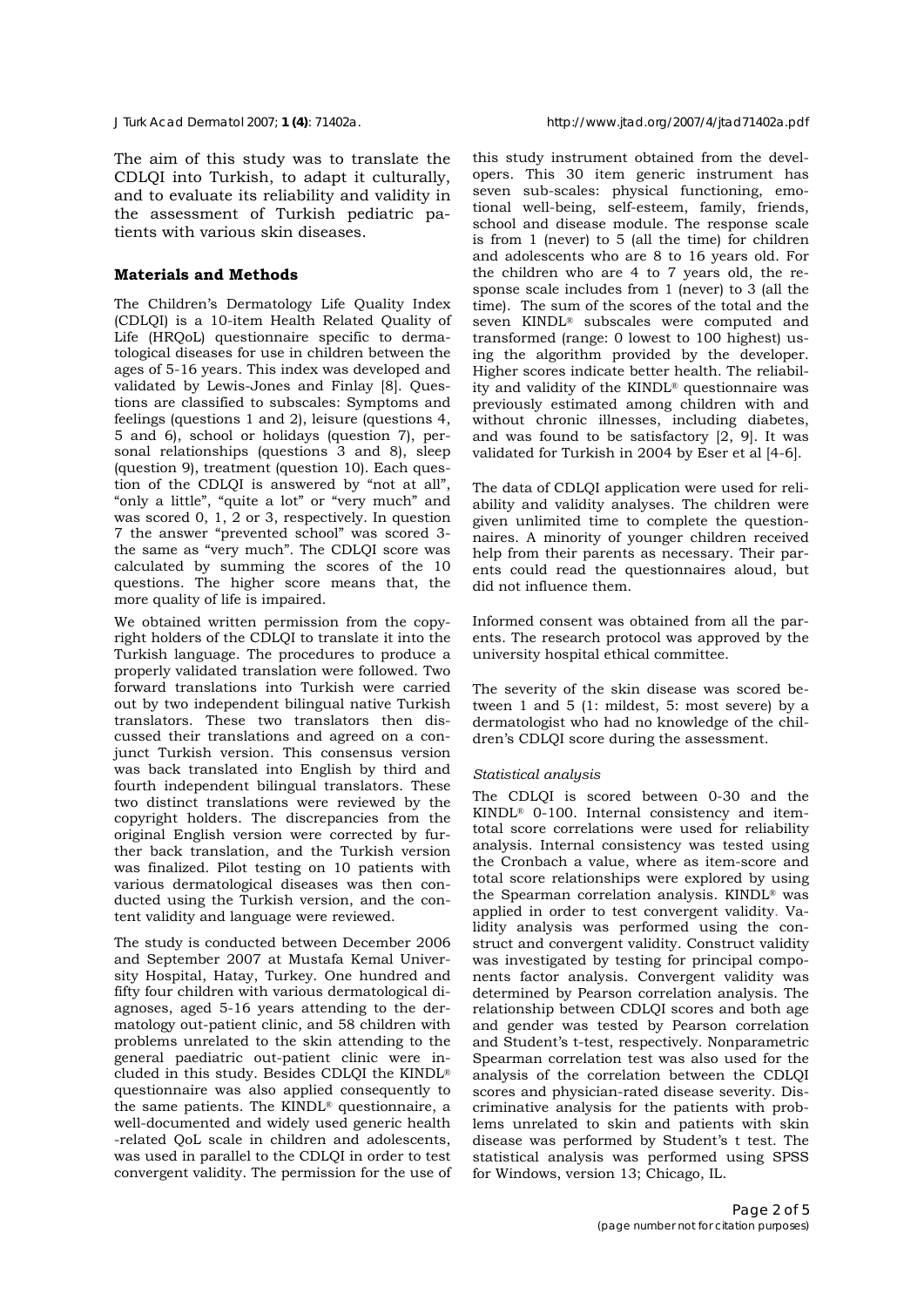The aim of this study was to translate the CDLQI into Turkish, to adapt it culturally, and to evaluate its reliability and validity in the assessment of Turkish pediatric patients with various skin diseases.

## Materials and Methods

The Children's Dermatology Life Quality Index (CDLQI) is a 10-item Health Related Quality of Life (HRQoL) questionnaire specific to dermatological diseases for use in children between the ages of 5-16 years. This index was developed and validated by Lewis-Jones and Finlay [8]. Questions are classified to subscales: Symptoms and feelings (questions 1 and 2), leisure (questions 4, 5 and 6), school or holidays (question 7), personal relationships (questions 3 and 8), sleep (question 9), treatment (question 10). Each question of the CDLQI is answered by "not at all", "only a little", "quite a lot" or "very much" and was scored 0, 1, 2 or 3, respectively. In question 7 the answer "prevented school" was scored 3- the same as "very much". The CDLQI score was calculated by summing the scores of the 10 questions. The higher score means that, the more quality of life is impaired.

We obtained written permission from the copyright holders of the CDLQI to translate it into the Turkish language. The procedures to produce a properly validated translation were followed. Two forward translations into Turkish were carried out by two independent bilingual native Turkish translators. These two translators then discussed their translations and agreed on a conjunct Turkish version. This consensus version was back translated into English by third and fourth independent bilingual translators. These two distinct translations were reviewed by the copyright holders. The discrepancies from the original English version were corrected by further back translation, and the Turkish version was finalized. Pilot testing on 10 patients with various dermatological diseases was then conducted using the Turkish version, and the content validity and language were reviewed.

The study is conducted between December 2006 and September 2007 at Mustafa Kemal University Hospital, Hatay, Turkey. One hundred and fifty four children with various dermatological diagnoses, aged 5-16 years attending to the dermatology out-patient clinic, and 58 children with problems unrelated to the skin attending to the general paediatric out-patient clinic were included in this study. Besides CDLQI the KINDL® questionnaire was also applied consequently to the same patients. The KINDL® questionnaire, a well-documented and widely used generic health -related QoL scale in children and adolescents, was used in parallel to the CDLQI in order to test convergent validity. The permission for the use of this study instrument obtained from the developers. This 30 item generic instrument has seven sub-scales: physical functioning, emotional well-being, self-esteem, family, friends, school and disease module. The response scale is from 1 (never) to 5 (all the time) for children and adolescents who are 8 to 16 years old. For the children who are 4 to 7 years old, the response scale includes from 1 (never) to 3 (all the time). The sum of the scores of the total and the seven KINDL® subscales were computed and transformed (range: 0 lowest to 100 highest) using the algorithm provided by the developer. Higher scores indicate better health. The reliability and validity of the KINDL® questionnaire was previously estimated among children with and without chronic illnesses, including diabetes, and was found to be satisfactory [2, 9]. It was validated for Turkish in 2004 by Eser et al [4-6].

The data of CDLQI application were used for reliability and validity analyses. The children were given unlimited time to complete the questionnaires. A minority of younger children received help from their parents as necessary. Their parents could read the questionnaires aloud, but did not influence them.

Informed consent was obtained from all the parents. The research protocol was approved by the university hospital ethical committee.

The severity of the skin disease was scored between 1 and 5 (1: mildest, 5: most severe) by a dermatologist who had no knowledge of the children's CDLQI score during the assessment.

### *Statistical analysis*

The CDLQI is scored between 0-30 and the KINDL® 0-100. Internal consistency and item-total score correlations were used for reliability analysis. Internal consistency was tested using the Cronbach a value, where as item-score and total score relationships were explored by using the Spearman correlation analysis. KINDL® was applied in order to test convergent validity. Validity analysis was performed using the construct and convergent validity. Construct validity was investigated by testing for principal components factor analysis. Convergent validity was determined by Pearson correlation analysis. The relationship between CDLQI scores and both age and gender was tested by Pearson correlation and Student's t-test, respectively. Nonparametric Spearman correlation test was also used for the analysis of the correlation between the CDLQI scores and physician-rated disease severity. Discriminative analysis for the patients with problems unrelated to skin and patients with skin disease was performed by Student's t test. The statistical analysis was performed using SPSS for Windows, version 13; Chicago, IL.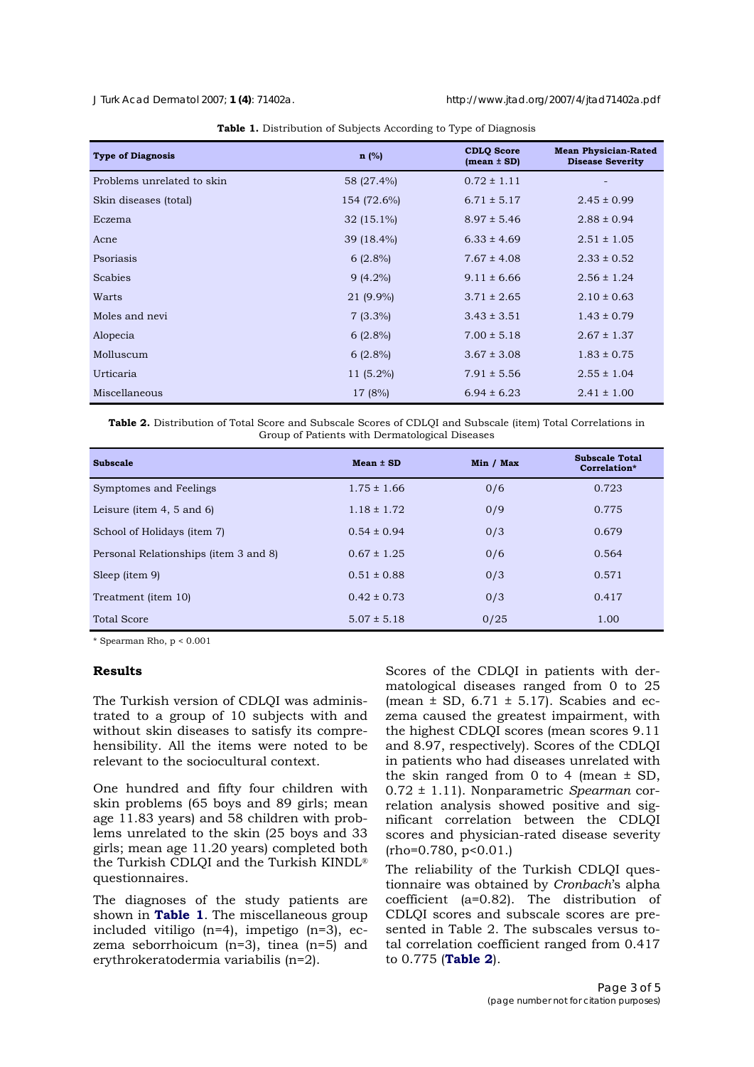**Table 1.** Distribution of Subjects According to Type of Diagnosis

| Type of Diagnosis | n (%) | CDLQ Score (mean ± SD) | Mean Physician-Rated Disease Severity |
|---|---|---|---|
| Problems unrelated to skin | 58 (27.4%) | 0.72 ± 1.11 | - |
| Skin diseases (total) | 154 (72.6%) | 6.71 ± 5.17 | 2.45 ± 0.99 |
| Eczema | 32 (15.1%) | 8.97 ± 5.46 | 2.88 ± 0.94 |
| Acne | 39 (18.4%) | 6.33 ± 4.69 | 2.51 ± 1.05 |
| Psoriasis | 6 (2.8%) | 7.67 ± 4.08 | 2.33 ± 0.52 |
| Scabies | 9 (4.2%) | 9.11 ± 6.66 | 2.56 ± 1.24 |
| Warts | 21 (9.9%) | 3.71 ± 2.65 | 2.10 ± 0.63 |
| Moles and nevi | 7 (3.3%) | 3.43 ± 3.51 | 1.43 ± 0.79 |
| Alopecia | 6 (2.8%) | 7.00 ± 5.18 | 2.67 ± 1.37 |
| Molluscum | 6 (2.8%) | 3.67 ± 3.08 | 1.83 ± 0.75 |
| Urticaria | 11 (5.2%) | 7.91 ± 5.56 | 2.55 ± 1.04 |
| Miscellaneous | 17 (8%) | 6.94 ± 6.23 | 2.41 ± 1.00 |

**Table 2.** Distribution of Total Score and Subscale Scores of CDLQI and Subscale (item) Total Correlations in Group of Patients with Dermatological Diseases

| Subscale | Mean ± SD | Min / Max | Subscale Total Correlation* |
|---|---|---|---|
| Symptomes and Feelings | 1.75 ± 1.66 | 0/6 | 0.723 |
| Leisure (item 4, 5 and 6) | 1.18 ± 1.72 | 0/9 | 0.775 |
| School of Holidays (item 7) | 0.54 ± 0.94 | 0/3 | 0.679 |
| Personal Relationships (item 3 and 8) | 0.67 ± 1.25 | 0/6 | 0.564 |
| Sleep (item 9) | 0.51 ± 0.88 | 0/3 | 0.571 |
| Treatment (item 10) | 0.42 ± 0.73 | 0/3 | 0.417 |
| Total Score | 5.07 ± 5.18 | 0/25 | 1.00 |

\* Spearman Rho, $p < 0.001$

## Results

The Turkish version of CDLQI was administrated to a group of 10 subjects with and without skin diseases to satisfy its comprehensibility. All the items were noted to be relevant to the sociocultural context.

One hundred and fifty four children with skin problems (65 boys and 89 girls; mean age 11.83 years) and 58 children with problems unrelated to the skin (25 boys and 33 girls; mean age 11.20 years) completed both the Turkish CDLQI and the Turkish KINDL® questionnaires.

The diagnoses of the study patients are shown in **Table 1**. The miscellaneous group included vitiligo (n=4), impetigo (n=3), eczema seborrhoicum (n=3), tinea (n=5) and erythrokeratodermia variabilis (n=2).

Scores of the CDLQI in patients with dermatological diseases ranged from 0 to 25 (mean ± SD, 6.71 ± 5.17). Scabies and eczema caused the greatest impairment, with the highest CDLQI scores (mean scores 9.11 and 8.97, respectively). Scores of the CDLQI in patients who had diseases unrelated with the skin ranged from 0 to 4 (mean ± SD, 0.72 ± 1.11). Nonparametric *Spearman* correlation analysis showed positive and significant correlation between the CDLQI scores and physician-rated disease severity (rho=0.780, $p<0.01$.)

The reliability of the Turkish CDLQI questionnaire was obtained by *Cronbach*'s alpha coefficient (a=0.82). The distribution of CDLQI scores and subscale scores are presented in Table 2. The subscales versus total correlation coefficient ranged from 0.417 to 0.775 (**Table 2**).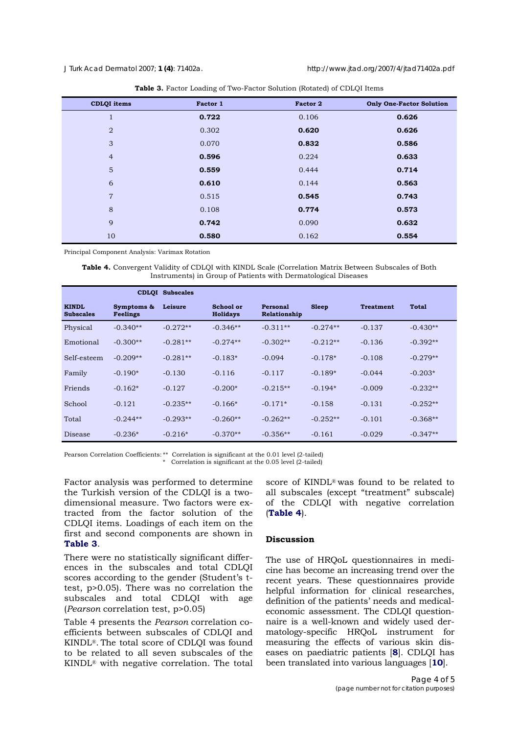**Table 3.** Factor Loading of Two-Factor Solution (Rotated) of CDLQI Items

| CDLQI items | Factor 1 | Factor 2 | Only One-Factor Solution |
|---|---|---|---|
| 1 | **0.722** | 0.106 | **0.626** |
| 2 | 0.302 | **0.620** | **0.626** |
| 3 | 0.070 | **0.832** | **0.586** |
| 4 | **0.596** | 0.224 | **0.633** |
| 5 | **0.559** | 0.444 | **0.714** |
| 6 | **0.610** | 0.144 | **0.563** |
| 7 | 0.515 | **0.545** | **0.743** |
| 8 | 0.108 | **0.774** | **0.573** |
| 9 | **0.742** | 0.090 | **0.632** |
| 10 | **0.580** | 0.162 | **0.554** |

Principal Component Analysis: Varimax Rotation

**Table 4.** Convergent Validity of CDLQI with KINDL Scale (Correlation Matrix Between Subscales of Both Instruments) in Group of Patients with Dermatological Diseases

| | CDLQI Subscales | | | | | | |
|---|---|---|---|---|---|---|---|
| **KINDL Subscales** | **Symptoms & Feelings** | **Leisure** | **School or Holidays** | **Personal Relationship** | **Sleep** | **Treatment** | **Total** |
| Physical | -0.340** | -0.272** | -0.346** | -0.311** | -0.274** | -0.137 | -0.430** |
| Emotional | -0.300** | -0.281** | -0.274** | -0.302** | -0.212** | -0.136 | -0.392** |
| Self-esteem | -0.209** | -0.281** | -0.183* | -0.094 | -0.178* | -0.108 | -0.279** |
| Family | -0.190* | -0.130 | -0.116 | -0.117 | -0.189* | -0.044 | -0.203* |
| Friends | -0.162* | -0.127 | -0.200* | -0.215** | -0.194* | -0.009 | -0.232** |
| School | -0.121 | -0.235** | -0.166* | -0.171* | -0.158 | -0.131 | -0.252** |
| Total | -0.244** | -0.293** | -0.260** | -0.262** | -0.252** | -0.101 | -0.368** |
| Disease | -0.236* | -0.216* | -0.370** | -0.356** | -0.161 | -0.029 | -0.347** |

Pearson Correlation Coefficients: ** Correlation is significant at the 0.01 level (2-tailed)
\* Correlation is significant at the 0.05 level (2-tailed)

Factor analysis was performed to determine the Turkish version of the CDLQI is a two-dimensional measure. Two factors were extracted from the factor solution of the CDLQI items. Loadings of each item on the first and second components are shown in **Table 3**.

There were no statistically significant differences in the subscales and total CDLQI scores according to the gender (Student's t-test, $p>0.05$). There was no correlation the subscales and total CDLQI with age (*Pearson* correlation test, $p>0.05$)

Table 4 presents the *Pearson* correlation coefficients between subscales of CDLQI and KINDL®. The total score of CDLQI was found to be related to all seven subscales of the KINDL® with negative correlation. The total score of KINDL® was found to be related to all subscales (except "treatment" subscale) of the CDLQI with negative correlation (**Table 4**).

## Discussion

The use of HRQoL questionnaires in medicine has become an increasing trend over the recent years. These questionnaires provide helpful information for clinical researches, definition of the patients' needs and medical-economic assessment. The CDLQI questionnaire is a well-known and widely used dermatology-specific HRQoL instrument for measuring the effects of various skin diseases on paediatric patients [**8**]. CDLQI has been translated into various languages [**10**].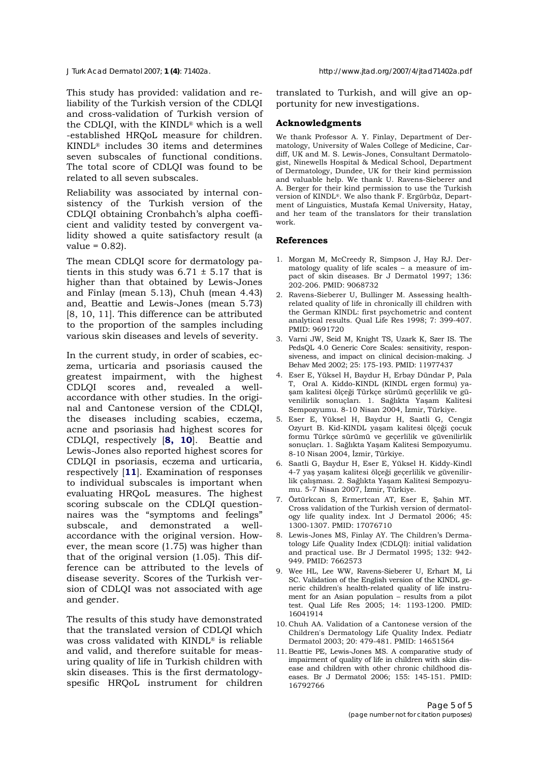This study has provided: validation and reliability of the Turkish version of the CDLQI and cross-validation of Turkish version of the CDLQI, with the KINDL® which is a well -established HRQoL measure for children. KINDL® includes 30 items and determines seven subscales of functional conditions. The total score of CDLQI was found to be related to all seven subscales.

Reliability was associated by internal consistency of the Turkish version of the CDLQI obtaining Cronbahch's alpha coefficient and validity tested by convergent validity showed a quite satisfactory result (a value = 0.82).

The mean CDLQI score for dermatology patients in this study was $6.71 \pm 5.17$ that is higher than that obtained by Lewis-Jones and Finlay (mean 5.13), Chuh (mean 4.43) and, Beattie and Lewis-Jones (mean 5.73) [8, 10, 11]. This difference can be attributed to the proportion of the samples including various skin diseases and levels of severity.

In the current study, in order of scabies, eczema, urticaria and psoriasis caused the greatest impairment, with the highest CDLQI scores and, revealed a well-accordance with other studies. In the original and Cantonese version of the CDLQI, the diseases including scabies, eczema, acne and psoriasis had highest scores for CDLQI, respectively [**8, 10**]. Beattie and Lewis-Jones also reported highest scores for CDLQI in psoriasis, eczema and urticaria, respectively [**11**]. Examination of responses to individual subscales is important when evaluating HRQoL measures. The highest scoring subscale on the CDLQI questionnaires was the "symptoms and feelings" subscale, and demonstrated a well-accordance with the original version. However, the mean score (1.75) was higher than that of the original version (1.05). This difference can be attributed to the levels of disease severity. Scores of the Turkish version of CDLQI was not associated with age and gender.

The results of this study have demonstrated that the translated version of CDLQI which was cross validated with KINDL® is reliable and valid, and therefore suitable for measuring quality of life in Turkish children with skin diseases. This is the first dermatology-spesific HRQoL instrument for children translated to Turkish, and will give an opportunity for new investigations.

## Acknowledgments

We thank Professor A. Y. Finlay, Department of Dermatology, University of Wales College of Medicine, Cardiff, UK and M. S. Lewis-Jones, Consultant Dermatologist, Ninewells Hospital & Medical School, Department of Dermatology, Dundee, UK for their kind permission and valuable help. We thank U. Ravens-Sieberer and A. Berger for their kind permission to use the Turkish version of KINDL®. We also thank F. Ergürbüz, Department of Linguistics, Mustafa Kemal University, Hatay, and her team of the translators for their translation work.

## References

1. Morgan M, McCreedy R, Simpson J, Hay RJ. Dermatology quality of life scales – a measure of impact of skin diseases. Br J Dermatol 1997; 136: 202-206. PMID: 9068732
2. Ravens-Sieberer U, Bullinger M. Assessing health-related quality of life in chronically ill children with the German KINDL: first psychometric and content analytical results. Qual Life Res 1998; 7: 399-407. PMID: 9691720
3. Varni JW, Seid M, Knight TS, Uzark K, Szer IS. The PedsQL 4.0 Generic Core Scales: sensitivity, responsiveness, and impact on clinical decision-making. J Behav Med 2002; 25: 175-193. PMID: 11977437
4. Eser E, Yüksel H, Baydur H, Erbay Dündar P, Pala T, Oral A. Kiddo-KINDL (KINDL ergen formu) yaşam kalitesi ölçeği Türkçe sürümü geçerlilik ve güvenilirlik sonuçları. 1. Sağlıkta Yaşam Kalitesi Sempozyumu. 8-10 Nisan 2004, İzmir, Türkiye.
5. Eser E, Yüksel H, Baydur H, Saatli G, Cengiz Ozyurt B. Kid-KINDL yaşam kalitesi ölçeği çocuk formu Türkçe sürümü ve geçerlilik ve güvenilirlik sonuçları. 1. Sağlıkta Yaşam Kalitesi Sempozyumu. 8-10 Nisan 2004, İzmir, Türkiye.
6. Saatli G, Baydur H, Eser E, Yüksel H. Kiddy-Kindl 4-7 yaş yaşam kalitesi ölçeği geçerlilik ve güvenilirlik çalışması. 2. Sağlıkta Yaşam Kalitesi Sempozyumu. 5-7 Nisan 2007, İzmir, Türkiye.
7. Öztürkcan S, Ermertcan AT, Eser E, Şahin MT. Cross validation of the Turkish version of dermatology life quality index. Int J Dermatol 2006; 45: 1300-1307. PMID: 17076710
8. Lewis-Jones MS, Finlay AY. The Children's Dermatology Life Quality Index (CDLQI): initial validation and practical use. Br J Dermatol 1995; 132: 942-949. PMID: 7662573
9. Wee HL, Lee WW, Ravens-Sieberer U, Erhart M, Li SC. Validation of the English version of the KINDL generic children's health-related quality of life instrument for an Asian population – results from a pilot test. Qual Life Res 2005; 14: 1193-1200. PMID: 16041914
10. Chuh AA. Validation of a Cantonese version of the Children's Dermatology Life Quality Index. Pediatr Dermatol 2003; 20: 479-481. PMID: 14651564
11. Beattie PE, Lewis-Jones MS. A comparative study of impairment of quality of life in children with skin disease and children with other chronic childhood diseases. Br J Dermatol 2006; 155: 145-151. PMID: 16792766